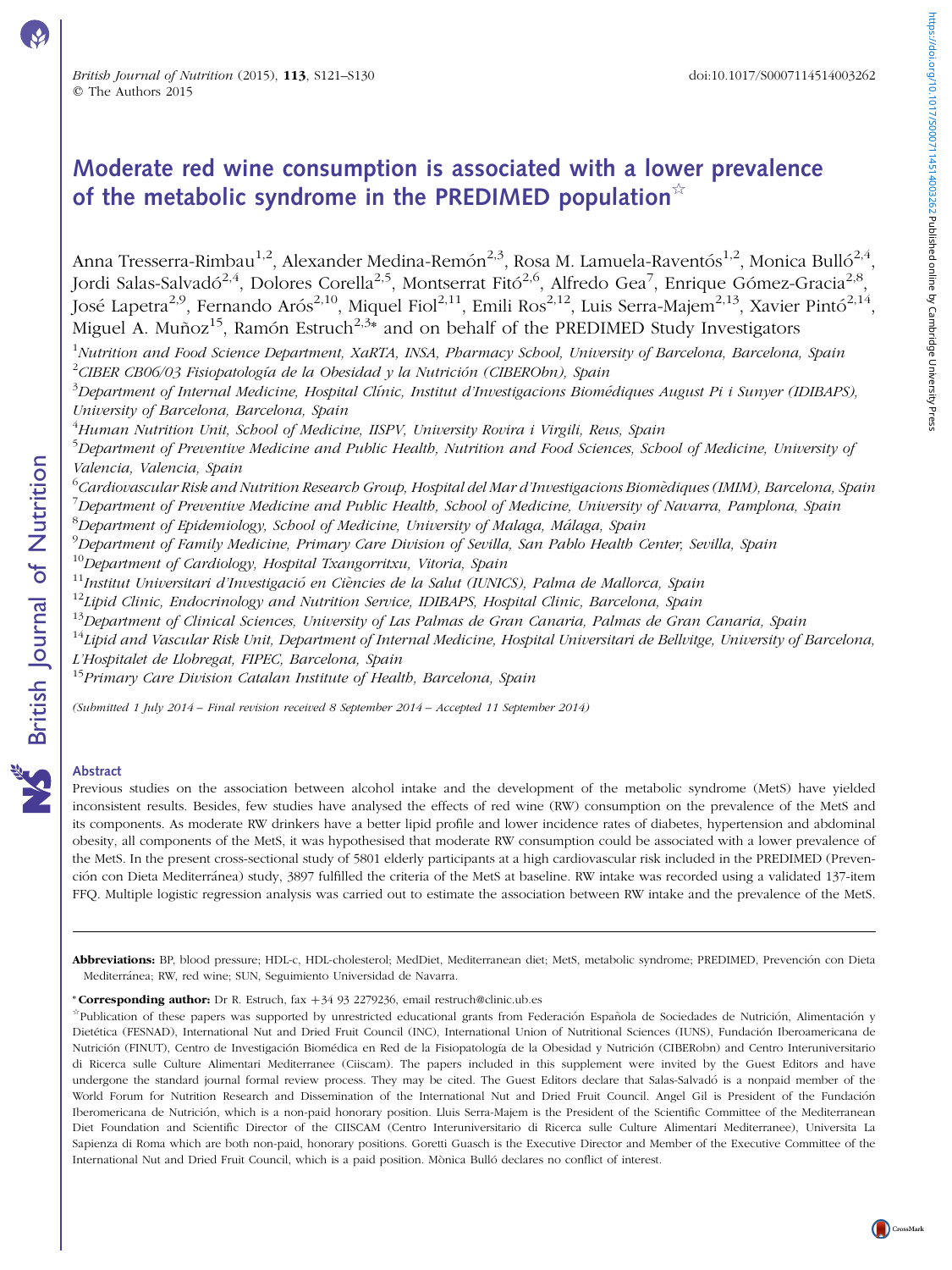# Moderate red wine consumption is associated with a lower prevalence of the metabolic syndrome in the PREDIMED population☆

Anna Tresserra-Rimbau[1,2], Alexander Medina-Remón[2,3], Rosa M. Lamuela-Raventós[1,2], Monica Bulló[2,4], Jordi Salas-Salvadó[2,4], Dolores Corella[2,5], Montserrat Fitó[2,6], Alfredo Gea[7], Enrique Gómez-Gracia[2,8], José Lapetra[2,9], Fernando Arós[2,10], Miquel Fiol[2,11], Emili Ros[2,12], Luis Serra-Majem[2,13], Xavier Pintó[2,14], Miguel A. Muñoz[15], Ramón Estruch[2,3]* and on behalf of the PREDIMED Study Investigators

[1]*Nutrition and Food Science Department, XaRTA, INSA, Pharmacy School, University of Barcelona, Barcelona, Spain*
[2]*CIBER CB06/03 Fisiopatología de la Obesidad y la Nutrición (CIBEROBn), Spain*
[3]*Department of Internal Medicine, Hospital Clínic, Institut d'Investigacions Biomédiques August Pi i Sunyer (IDIBAPS), University of Barcelona, Barcelona, Spain*
[4]*Human Nutrition Unit, School of Medicine, IISPV, University Rovira i Virgili, Reus, Spain*
[5]*Department of Preventive Medicine and Public Health, Nutrition and Food Sciences, School of Medicine, University of Valencia, Valencia, Spain*
[6]*Cardiovascular Risk and Nutrition Research Group, Hospital del Mar d'Investigacions Biomèdiques (IMIM), Barcelona, Spain*
[7]*Department of Preventive Medicine and Public Health, School of Medicine, University of Navarra, Pamplona, Spain*
[8]*Department of Epidemiology, School of Medicine, University of Malaga, Málaga, Spain*
[9]*Department of Family Medicine, Primary Care Division of Sevilla, San Pablo Health Center, Sevilla, Spain*
[10]*Department of Cardiology, Hospital Txangorritxu, Vitoria, Spain*
[11]*Institut Universitari d'Investigació en Ciències de la Salut (IUNICS), Palma de Mallorca, Spain*
[12]*Lipid Clinic, Endocrinology and Nutrition Service, IDIBAPS, Hospital Clinic, Barcelona, Spain*
[13]*Department of Clinical Sciences, University of Las Palmas de Gran Canaria, Palmas de Gran Canaria, Spain*
[14]*Lipid and Vascular Risk Unit, Department of Internal Medicine, Hospital Universitari de Bellvitge, University of Barcelona, L'Hospitalet de Llobregat, FIPEC, Barcelona, Spain*
[15]*Primary Care Division Catalan Institute of Health, Barcelona, Spain*

*(Submitted 1 July 2014 – Final revision received 8 September 2014 – Accepted 11 September 2014)*

## Abstract

Previous studies on the association between alcohol intake and the development of the metabolic syndrome (MetS) have yielded inconsistent results. Besides, few studies have analysed the effects of red wine (RW) consumption on the prevalence of the MetS and its components. As moderate RW drinkers have a better lipid profile and lower incidence rates of diabetes, hypertension and abdominal obesity, all components of the MetS, it was hypothesised that moderate RW consumption could be associated with a lower prevalence of the MetS. In the present cross-sectional study of 5801 elderly participants at a high cardiovascular risk included in the PREDIMED (Prevención con Dieta Mediterránea) study, 3897 fulfilled the criteria of the MetS at baseline. RW intake was recorded using a validated 137-item FFQ. Multiple logistic regression analysis was carried out to estimate the association between RW intake and the prevalence of the MetS.

---

**Abbreviations:** BP, blood pressure; HDL-c, HDL-cholesterol; MedDiet, Mediterranean diet; MetS, metabolic syndrome; PREDIMED, Prevención con Dieta Mediterránea; RW, red wine; SUN, Seguimiento Universidad de Navarra.

\* **Corresponding author:** Dr R. Estruch, fax +34 93 2279236, email restruch@clinic.ub.es

☆Publication of these papers was supported by unrestricted educational grants from Federación Española de Sociedades de Nutrición, Alimentación y Dietética (FESNAD), International Nut and Dried Fruit Council (INC), International Union of Nutritional Sciences (IUNS), Fundación Iberoamericana de Nutrición (FINUT), Centro de Investigación Biomédica en Red de la Fisiopatología de la Obesidad y Nutrición (CIBERobn) and Centro Interuniversitario di Ricerca sulle Culture Alimentari Mediterranee (Ciiscam). The papers included in this supplement were invited by the Guest Editors and have undergone the standard journal formal review process. They may be cited. The Guest Editors declare that Salas-Salvadó is a nonpaid member of the World Forum for Nutrition Research and Dissemination of the International Nut and Dried Fruit Council. Angel Gil is President of the Fundación Iberomericana de Nutrición, which is a non-paid honorary position. Lluis Serra-Majem is the President of the Scientific Committee of the Mediterranean Diet Foundation and Scientific Director of the CIISCAM (Centro Interuniversitario di Ricerca sulle Culture Alimentari Mediterranee), Universita La Sapienza di Roma which are both non-paid, honorary positions. Goretti Guasch is the Executive Director and Member of the Executive Committee of the International Nut and Dried Fruit Council, which is a paid position. Mònica Bulló declares no conflict of interest.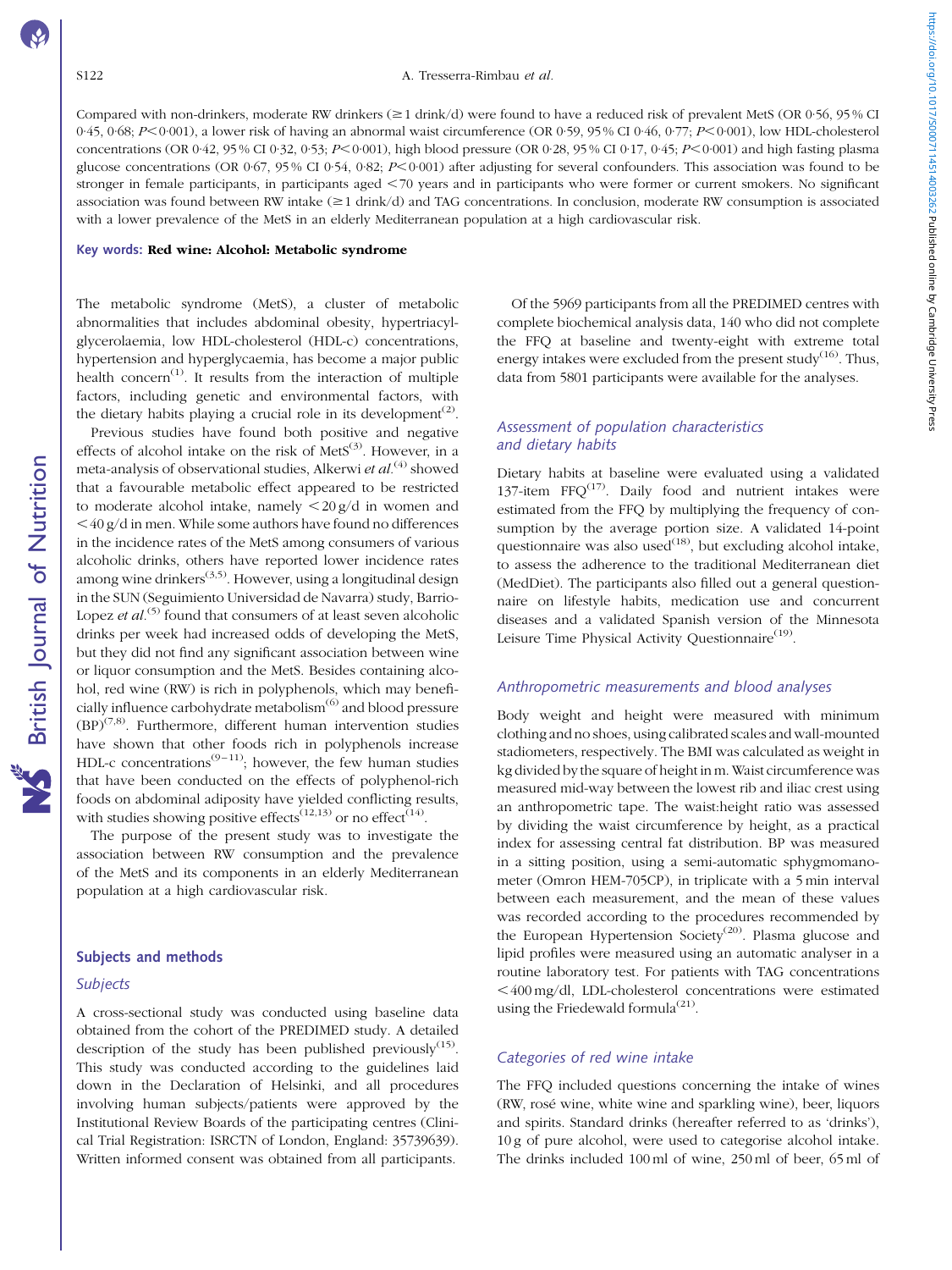Compared with non-drinkers, moderate RW drinkers (≥1 drink/d) were found to have a reduced risk of prevalent MetS (OR 0·56, 95 % CI 0·45, 0·68; $P<0·001$), a lower risk of having an abnormal waist circumference (OR 0·59, 95 % CI 0·46, 0·77; $P<0·001$), low HDL-cholesterol concentrations (OR 0·42, 95 % CI 0·32, 0·53; $P<0·001$), high blood pressure (OR 0·28, 95 % CI 0·17, 0·45; $P<0·001$) and high fasting plasma glucose concentrations (OR 0·67, 95 % CI 0·54, 0·82; $P<0·001$) after adjusting for several confounders. This association was found to be stronger in female participants, in participants aged <70 years and in participants who were former or current smokers. No significant association was found between RW intake (≥1 drink/d) and TAG concentrations. In conclusion, moderate RW consumption is associated with a lower prevalence of the MetS in an elderly Mediterranean population at a high cardiovascular risk.

**Key words: Red wine: Alcohol: Metabolic syndrome**

The metabolic syndrome (MetS), a cluster of metabolic abnormalities that includes abdominal obesity, hypertriacylglycerolaemia, low HDL-cholesterol (HDL-c) concentrations, hypertension and hyperglycaemia, has become a major public health concern[1]. It results from the interaction of multiple factors, including genetic and environmental factors, with the dietary habits playing a crucial role in its development[2].

Previous studies have found both positive and negative effects of alcohol intake on the risk of MetS[3]. However, in a meta-analysis of observational studies, Alkerwi *et al.*[4] showed that a favourable metabolic effect appeared to be restricted to moderate alcohol intake, namely <20 g/d in women and <40 g/d in men. While some authors have found no differences in the incidence rates of the MetS among consumers of various alcoholic drinks, others have reported lower incidence rates among wine drinkers[3,5]. However, using a longitudinal design in the SUN (Seguimiento Universidad de Navarra) study, Barrio-Lopez *et al.*[5] found that consumers of at least seven alcoholic drinks per week had increased odds of developing the MetS, but they did not find any significant association between wine or liquor consumption and the MetS. Besides containing alcohol, red wine (RW) is rich in polyphenols, which may beneficially influence carbohydrate metabolism[6] and blood pressure (BP)[7,8]. Furthermore, different human intervention studies have shown that other foods rich in polyphenols increase HDL-c concentrations[9–11]; however, the few human studies that have been conducted on the effects of polyphenol-rich foods on abdominal adiposity have yielded conflicting results, with studies showing positive effects[12,13] or no effect[14].

The purpose of the present study was to investigate the association between RW consumption and the prevalence of the MetS and its components in an elderly Mediterranean population at a high cardiovascular risk.

## Subjects and methods

### *Subjects*

A cross-sectional study was conducted using baseline data obtained from the cohort of the PREDIMED study. A detailed description of the study has been published previously[15]. This study was conducted according to the guidelines laid down in the Declaration of Helsinki, and all procedures involving human subjects/patients were approved by the Institutional Review Boards of the participating centres (Clinical Trial Registration: ISRCTN of London, England: 35739639). Written informed consent was obtained from all participants.

Of the 5969 participants from all the PREDIMED centres with complete biochemical analysis data, 140 who did not complete the FFQ at baseline and twenty-eight with extreme total energy intakes were excluded from the present study[16]. Thus, data from 5801 participants were available for the analyses.

### *Assessment of population characteristics and dietary habits*

Dietary habits at baseline were evaluated using a validated 137-item FFQ[17]. Daily food and nutrient intakes were estimated from the FFQ by multiplying the frequency of consumption by the average portion size. A validated 14-point questionnaire was also used[18], but excluding alcohol intake, to assess the adherence to the traditional Mediterranean diet (MedDiet). The participants also filled out a general questionnaire on lifestyle habits, medication use and concurrent diseases and a validated Spanish version of the Minnesota Leisure Time Physical Activity Questionnaire[19].

### *Anthropometric measurements and blood analyses*

Body weight and height were measured with minimum clothing and no shoes, using calibrated scales and wall-mounted stadiometers, respectively. The BMI was calculated as weight in kg divided by the square of height in m. Waist circumference was measured mid-way between the lowest rib and iliac crest using an anthropometric tape. The waist:height ratio was assessed by dividing the waist circumference by height, as a practical index for assessing central fat distribution. BP was measured in a sitting position, using a semi-automatic sphygmomanometer (Omron HEM-705CP), in triplicate with a 5 min interval between each measurement, and the mean of these values was recorded according to the procedures recommended by the European Hypertension Society[20]. Plasma glucose and lipid profiles were measured using an automatic analyser in a routine laboratory test. For patients with TAG concentrations <400 mg/dl, LDL-cholesterol concentrations were estimated using the Friedewald formula[21].

### *Categories of red wine intake*

The FFQ included questions concerning the intake of wines (RW, rosé wine, white wine and sparkling wine), beer, liquors and spirits. Standard drinks (hereafter referred to as 'drinks'), 10 g of pure alcohol, were used to categorise alcohol intake. The drinks included 100 ml of wine, 250 ml of beer, 65 ml of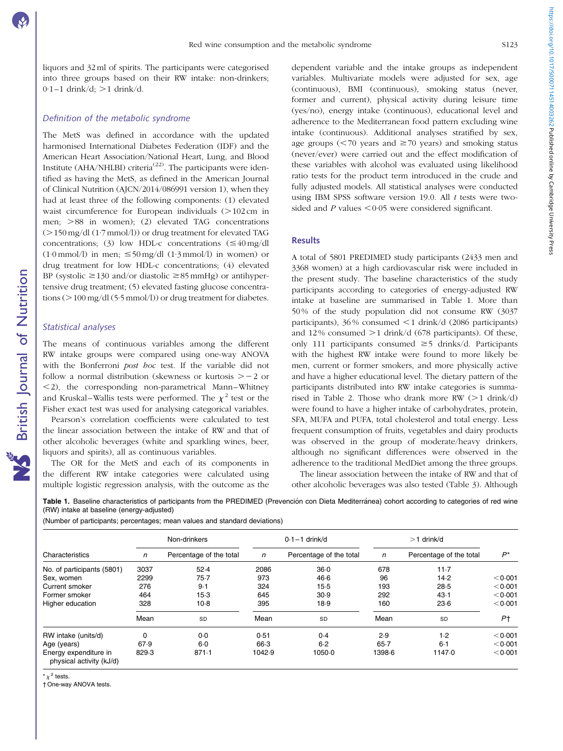liquors and 32 ml of spirits. The participants were categorised into three groups based on their RW intake: non-drinkers; 0·1–1 drink/d; >1 drink/d.

### *Definition of the metabolic syndrome*

The MetS was defined in accordance with the updated harmonised International Diabetes Federation (IDF) and the American Heart Association/National Heart, Lung, and Blood Institute (AHA/NHLBI) criteria[22]. The participants were identified as having the MetS, as defined in the American Journal of Clinical Nutrition (AJCN/2014/086991 version 1), when they had at least three of the following components: (1) elevated waist circumference for European individuals (>102 cm in men; >88 in women); (2) elevated TAG concentrations (>150 mg/dl (1·7 mmol/l)) or drug treatment for elevated TAG concentrations; (3) low HDL-c concentrations (≤40 mg/dl (1·0 mmol/l) in men; ≤50 mg/dl (1·3 mmol/l) in women) or drug treatment for low HDL-c concentrations; (4) elevated BP (systolic ≥130 and/or diastolic ≥85 mmHg) or antihypertensive drug treatment; (5) elevated fasting glucose concentrations (>100 mg/dl (5·5 mmol/l)) or drug treatment for diabetes.

### *Statistical analyses*

The means of continuous variables among the different RW intake groups were compared using one-way ANOVA with the Bonferroni *post hoc* test. If the variable did not follow a normal distribution (skewness or kurtosis > −2 or <2), the corresponding non-parametrical Mann–Whitney and Kruskal–Wallis tests were performed. The $\chi^2$ test or the Fisher exact test was used for analysing categorical variables.

Pearson's correlation coefficients were calculated to test the linear association between the intake of RW and that of other alcoholic beverages (white and sparkling wines, beer, liquors and spirits), all as continuous variables.

The OR for the MetS and each of its components in the different RW intake categories were calculated using multiple logistic regression analysis, with the outcome as the dependent variable and the intake groups as independent variables. Multivariate models were adjusted for sex, age (continuous), BMI (continuous), smoking status (never, former and current), physical activity during leisure time (yes/no), energy intake (continuous), educational level and adherence to the Mediterranean food pattern excluding wine intake (continuous). Additional analyses stratified by sex, age groups (<70 years and ≥70 years) and smoking status (never/ever) were carried out and the effect modification of these variables with alcohol was evaluated using likelihood ratio tests for the product term introduced in the crude and fully adjusted models. All statistical analyses were conducted using IBM SPSS software version 19.0. All *t* tests were two-sided and *P* values <0·05 were considered significant.

## Results

A total of 5801 PREDIMED study participants (2433 men and 3368 women) at a high cardiovascular risk were included in the present study. The baseline characteristics of the study participants according to categories of energy-adjusted RW intake at baseline are summarised in Table 1. More than 50 % of the study population did not consume RW (3037 participants), 36 % consumed <1 drink/d (2086 participants) and 12 % consumed >1 drink/d (678 participants). Of these, only 111 participants consumed ≥5 drinks/d. Participants with the highest RW intake were found to more likely be men, current or former smokers, and more physically active and have a higher educational level. The dietary pattern of the participants distributed into RW intake categories is summarised in Table 2. Those who drank more RW (>1 drink/d) were found to have a higher intake of carbohydrates, protein, SFA, MUFA and PUFA, total cholesterol and total energy. Less frequent consumption of fruits, vegetables and dairy products was observed in the group of moderate/heavy drinkers, although no significant differences were observed in the adherence to the traditional MedDiet among the three groups.

The linear association between the intake of RW and that of other alcoholic beverages was also tested (Table 3). Although

**Table 1.** Baseline characteristics of participants from the PREDIMED (Prevención con Dieta Mediterránea) cohort according to categories of red wine (RW) intake at baseline (energy-adjusted)

(Number of participants; percentages; mean values and standard deviations)

| Characteristics | Non-drinkers | | 0·1–1 drink/d | | >1 drink/d | | |
|---|---|---|---|---|---|---|---|
| | *n* | Percentage of the total | *n* | Percentage of the total | *n* | Percentage of the total | *P*\* |
| No. of participants (5801) | 3037 | 52·4 | 2086 | 36·0 | 678 | 11·7 | |
| Sex, women | 2299 | 75·7 | 973 | 46·6 | 96 | 14·2 | <0·001 |
| Current smoker | 276 | 9·1 | 324 | 15·5 | 193 | 28·5 | <0·001 |
| Former smoker | 464 | 15·3 | 645 | 30·9 | 292 | 43·1 | <0·001 |
| Higher education | 328 | 10·8 | 395 | 18·9 | 160 | 23·6 | <0·001 |
| | Mean | SD | Mean | SD | Mean | SD | *P*† |
| RW intake (units/d) | 0 | 0·0 | 0·51 | 0·4 | 2·9 | 1·2 | <0·001 |
| Age (years) | 67·9 | 6·0 | 66·3 | 6·2 | 65·7 | 6·1 | <0·001 |
| Energy expenditure in physical activity (kJ/d) | 829·3 | 871·1 | 1042·9 | 1050·0 | 1398·6 | 1147·0 | <0·001 |

\* $\chi^2$ tests.
† One-way ANOVA tests.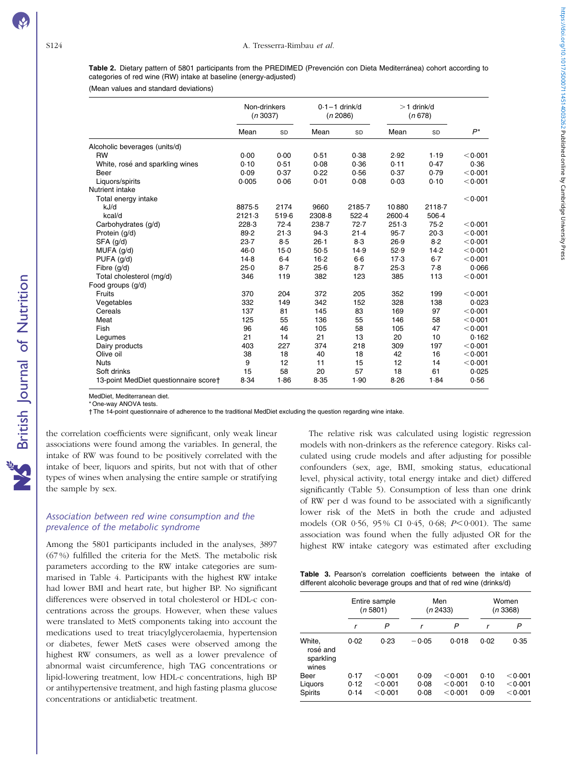**Table 2.** Dietary pattern of 5801 participants from the PREDIMED (Prevención con Dieta Mediterránea) cohort according to categories of red wine (RW) intake at baseline (energy-adjusted)

(Mean values and standard deviations)

| | Non-drinkers (*n* 3037) | | 0·1–1 drink/d (*n* 2086) | | >1 drink/d (*n* 678) | | |
|---|---|---|---|---|---|---|---|
| | Mean | SD | Mean | SD | Mean | SD | *P** |
| Alcoholic beverages (units/d) | | | | | | | |
| RW | 0·00 | 0·00 | 0·51 | 0·38 | 2·92 | 1·19 | <0·001 |
| White, rosé and sparkling wines | 0·10 | 0·51 | 0·08 | 0·36 | 0·11 | 0·47 | 0·36 |
| Beer | 0·09 | 0·37 | 0·22 | 0·56 | 0·37 | 0·79 | <0·001 |
| Liquors/spirits | 0·005 | 0·06 | 0·01 | 0·08 | 0·03 | 0·10 | <0·001 |
| Nutrient intake | | | | | | | |
| Total energy intake | | | | | | | <0·001 |
| kJ/d | 8875·5 | 2174 | 9660 | 2185·7 | 10 880 | 2118·7 | |
| kcal/d | 2121·3 | 519·6 | 2308·8 | 522·4 | 2600·4 | 506·4 | |
| Carbohydrates (g/d) | 228·3 | 72·4 | 238·7 | 72·7 | 251·3 | 75·2 | <0·001 |
| Protein (g/d) | 89·2 | 21·3 | 94·3 | 21·4 | 95·7 | 20·3 | <0·001 |
| SFA (g/d) | 23·7 | 8·5 | 26·1 | 8·3 | 26·9 | 8·2 | <0·001 |
| MUFA (g/d) | 46·0 | 15·0 | 50·5 | 14·9 | 52·9 | 14·2 | <0·001 |
| PUFA (g/d) | 14·8 | 6·4 | 16·2 | 6·6 | 17·3 | 6·7 | <0·001 |
| Fibre (g/d) | 25·0 | 8·7 | 25·6 | 8·7 | 25·3 | 7·8 | 0·066 |
| Total cholesterol (mg/d) | 346 | 119 | 382 | 123 | 385 | 113 | <0·001 |
| Food groups (g/d) | | | | | | | |
| Fruits | 370 | 204 | 372 | 205 | 352 | 199 | <0·001 |
| Vegetables | 332 | 149 | 342 | 152 | 328 | 138 | 0·023 |
| Cereals | 137 | 81 | 145 | 83 | 169 | 97 | <0·001 |
| Meat | 125 | 55 | 136 | 55 | 146 | 58 | <0·001 |
| Fish | 96 | 46 | 105 | 58 | 105 | 47 | <0·001 |
| Legumes | 21 | 14 | 21 | 13 | 20 | 10 | 0·162 |
| Dairy products | 403 | 227 | 374 | 218 | 309 | 197 | <0·001 |
| Olive oil | 38 | 18 | 40 | 18 | 42 | 16 | <0·001 |
| Nuts | 9 | 12 | 11 | 15 | 12 | 14 | <0·001 |
| Soft drinks | 15 | 58 | 20 | 57 | 18 | 61 | 0·025 |
| 13-point MedDiet questionnaire score† | 8·34 | 1·86 | 8·35 | 1·90 | 8·26 | 1·84 | 0·56 |

MedDiet, Mediterranean diet.
* One-way ANOVA tests.
† The 14-point questionnaire of adherence to the traditional MedDiet excluding the question regarding wine intake.

the correlation coefficients were significant, only weak linear associations were found among the variables. In general, the intake of RW was found to be positively correlated with the intake of beer, liquors and spirits, but not with that of other types of wines when analysing the entire sample or stratifying the sample by sex.

### *Association between red wine consumption and the prevalence of the metabolic syndrome*

Among the 5801 participants included in the analyses, 3897 (67 %) fulfilled the criteria for the MetS. The metabolic risk parameters according to the RW intake categories are summarised in Table 4. Participants with the highest RW intake had lower BMI and heart rate, but higher BP. No significant differences were observed in total cholesterol or HDL-c concentrations across the groups. However, when these values were translated to MetS components taking into account the medications used to treat triacylglycerolaemia, hypertension or diabetes, fewer MetS cases were observed among the highest RW consumers, as well as a lower prevalence of abnormal waist circumference, high TAG concentrations or lipid-lowering treatment, low HDL-c concentrations, high BP or antihypertensive treatment, and high fasting plasma glucose concentrations or antidiabetic treatment.

The relative risk was calculated using logistic regression models with non-drinkers as the reference category. Risks calculated using crude models and after adjusting for possible confounders (sex, age, BMI, smoking status, educational level, physical activity, total energy intake and diet) differed significantly (Table 5). Consumption of less than one drink of RW per d was found to be associated with a significantly lower risk of the MetS in both the crude and adjusted models (OR 0·56, 95 % CI 0·45, 0·68; $P<0·001$). The same association was found when the fully adjusted OR for the highest RW intake category was estimated after excluding

**Table 3.** Pearson's correlation coefficients between the intake of different alcoholic beverage groups and that of red wine (drinks/d)

| | Entire sample (*n* 5801) | | Men (*n* 2433) | | Women (*n* 3368) | |
|---|---|---|---|---|---|---|
| | *r* | *P* | *r* | *P* | *r* | *P* |
| White, rosé and sparkling wines | 0·02 | 0·23 | −0·05 | 0·018 | 0·02 | 0·35 |
| Beer | 0·17 | <0·001 | 0·09 | <0·001 | 0·10 | <0·001 |
| Liquors | 0·12 | <0·001 | 0·08 | <0·001 | 0·10 | <0·001 |
| Spirits | 0·14 | <0·001 | 0·08 | <0·001 | 0·09 | <0·001 |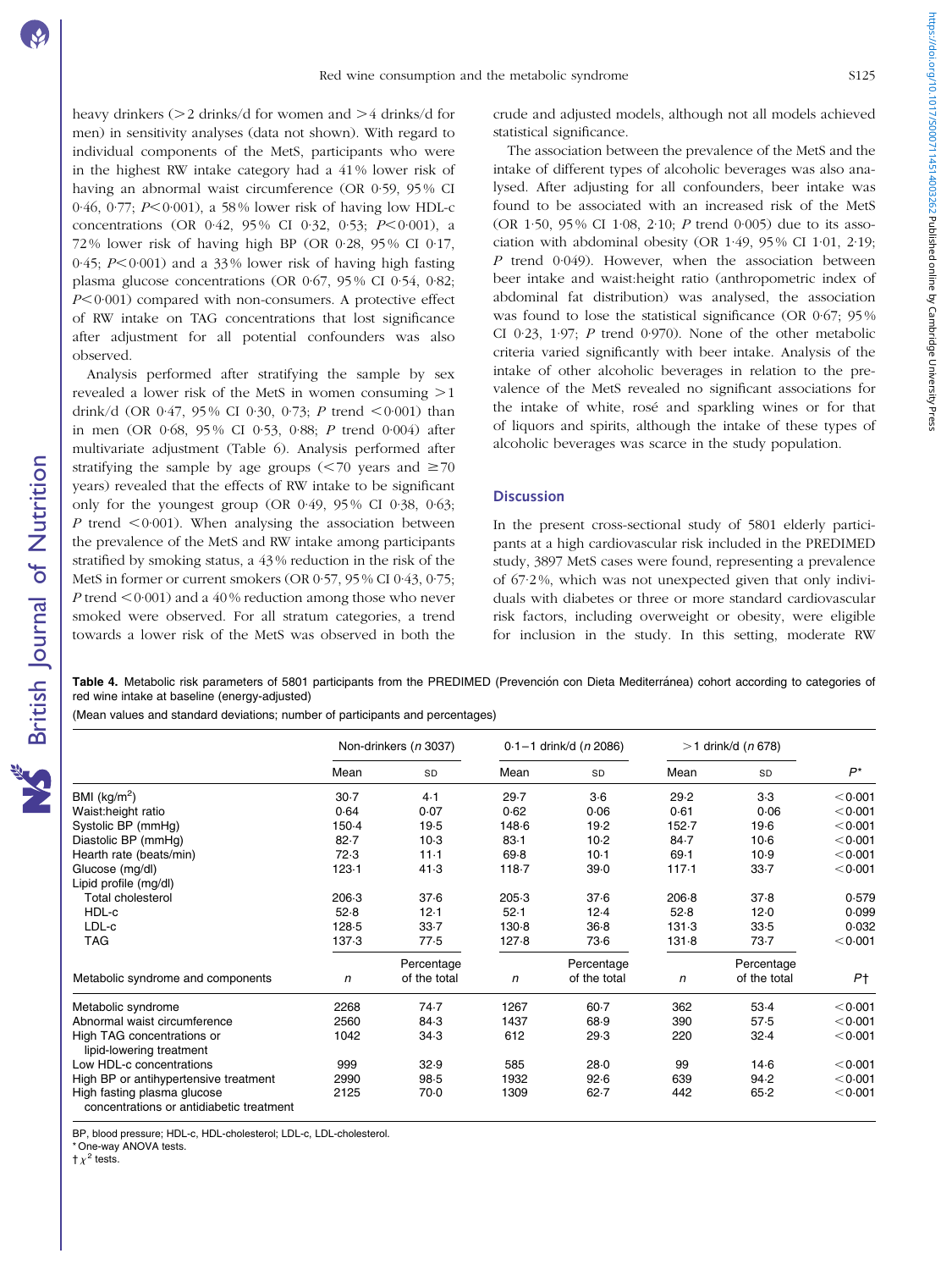heavy drinkers (>2 drinks/d for women and >4 drinks/d for men) in sensitivity analyses (data not shown). With regard to individual components of the MetS, participants who were in the highest RW intake category had a 41 % lower risk of having an abnormal waist circumference (OR 0·59, 95 % CI 0·46, 0·77; $P<0·001$), a 58 % lower risk of having low HDL-c concentrations (OR 0·42, 95 % CI 0·32, 0·53; $P<0·001$), a 72 % lower risk of having high BP (OR 0·28, 95 % CI 0·17, 0·45; $P<0·001$) and a 33 % lower risk of having high fasting plasma glucose concentrations (OR 0·67, 95 % CI 0·54, 0·82; $P<0·001$) compared with non-consumers. A protective effect of RW intake on TAG concentrations that lost significance after adjustment for all potential confounders was also observed.

Analysis performed after stratifying the sample by sex revealed a lower risk of the MetS in women consuming >1 drink/d (OR 0·47, 95 % CI 0·30, 0·73; $P$ trend <0·001) than in men (OR 0·68, 95 % CI 0·53, 0·88; $P$ trend 0·004) after multivariate adjustment (Table 6). Analysis performed after stratifying the sample by age groups (<70 years and ≥70 years) revealed that the effects of RW intake to be significant only for the youngest group (OR 0·49, 95 % CI 0·38, 0·63; $P$ trend <0·001). When analysing the association between the prevalence of the MetS and RW intake among participants stratified by smoking status, a 43 % reduction in the risk of the MetS in former or current smokers (OR 0·57, 95 % CI 0·43, 0·75; $P$ trend <0·001) and a 40 % reduction among those who never smoked were observed. For all stratum categories, a trend towards a lower risk of the MetS was observed in both the crude and adjusted models, although not all models achieved statistical significance.

The association between the prevalence of the MetS and the intake of different types of alcoholic beverages was also analysed. After adjusting for all confounders, beer intake was found to be associated with an increased risk of the MetS (OR 1·50, 95 % CI 1·08, 2·10; $P$ trend 0·005) due to its association with abdominal obesity (OR 1·49, 95 % CI 1·01, 2·19; $P$ trend 0·049). However, when the association between beer intake and waist:height ratio (anthropometric index of abdominal fat distribution) was analysed, the association was found to lose the statistical significance (OR 0·67; 95 % CI 0·23, 1·97; $P$ trend 0·970). None of the other metabolic criteria varied significantly with beer intake. Analysis of the intake of other alcoholic beverages in relation to the prevalence of the MetS revealed no significant associations for the intake of white, rosé and sparkling wines or for that of liquors and spirits, although the intake of these types of alcoholic beverages was scarce in the study population.

## Discussion

In the present cross-sectional study of 5801 elderly participants at a high cardiovascular risk included in the PREDIMED study, 3897 MetS cases were found, representing a prevalence of 67·2 %, which was not unexpected given that only individuals with diabetes or three or more standard cardiovascular risk factors, including overweight or obesity, were eligible for inclusion in the study. In this setting, moderate RW

**Table 4.** Metabolic risk parameters of 5801 participants from the PREDIMED (Prevención con Dieta Mediterránea) cohort according to categories of red wine intake at baseline (energy-adjusted)

(Mean values and standard deviations; number of participants and percentages)

| | Non-drinkers (n 3037) | | 0·1–1 drink/d (n 2086) | | >1 drink/d (n 678) | | |
|---|---|---|---|---|---|---|---|
| | Mean | SD | Mean | SD | Mean | SD | $P$* |
| BMI (kg/m²) | 30·7 | 4·1 | 29·7 | 3·6 | 29·2 | 3·3 | <0·001 |
| Waist:height ratio | 0·64 | 0·07 | 0·62 | 0·06 | 0·61 | 0·06 | <0·001 |
| Systolic BP (mmHg) | 150·4 | 19·5 | 148·6 | 19·2 | 152·7 | 19·6 | <0·001 |
| Diastolic BP (mmHg) | 82·7 | 10·3 | 83·1 | 10·2 | 84·7 | 10·6 | <0·001 |
| Hearth rate (beats/min) | 72·3 | 11·1 | 69·8 | 10·1 | 69·1 | 10·9 | <0·001 |
| Glucose (mg/dl) | 123·1 | 41·3 | 118·7 | 39·0 | 117·1 | 33·7 | <0·001 |
| Lipid profile (mg/dl) | | | | | | | |
| Total cholesterol | 206·3 | 37·6 | 205·3 | 37·6 | 206·8 | 37·8 | 0·579 |
| HDL-c | 52·8 | 12·1 | 52·1 | 12·4 | 52·8 | 12·0 | 0·099 |
| LDL-c | 128·5 | 33·7 | 130·8 | 36·8 | 131·3 | 33·5 | 0·032 |
| TAG | 137·3 | 77·5 | 127·8 | 73·6 | 131·8 | 73·7 | <0·001 |
| Metabolic syndrome and components | n | Percentage of the total | n | Percentage of the total | n | Percentage of the total | $P$† |
| Metabolic syndrome | 2268 | 74·7 | 1267 | 60·7 | 362 | 53·4 | <0·001 |
| Abnormal waist circumference | 2560 | 84·3 | 1437 | 68·9 | 390 | 57·5 | <0·001 |
| High TAG concentrations or lipid-lowering treatment | 1042 | 34·3 | 612 | 29·3 | 220 | 32·4 | <0·001 |
| Low HDL-c concentrations | 999 | 32·9 | 585 | 28·0 | 99 | 14·6 | <0·001 |
| High BP or antihypertensive treatment | 2990 | 98·5 | 1932 | 92·6 | 639 | 94·2 | <0·001 |
| High fasting plasma glucose concentrations or antidiabetic treatment | 2125 | 70·0 | 1309 | 62·7 | 442 | 65·2 | <0·001 |

BP, blood pressure; HDL-c, HDL-cholesterol; LDL-c, LDL-cholesterol.
\* One-way ANOVA tests.
† $\chi^2$ tests.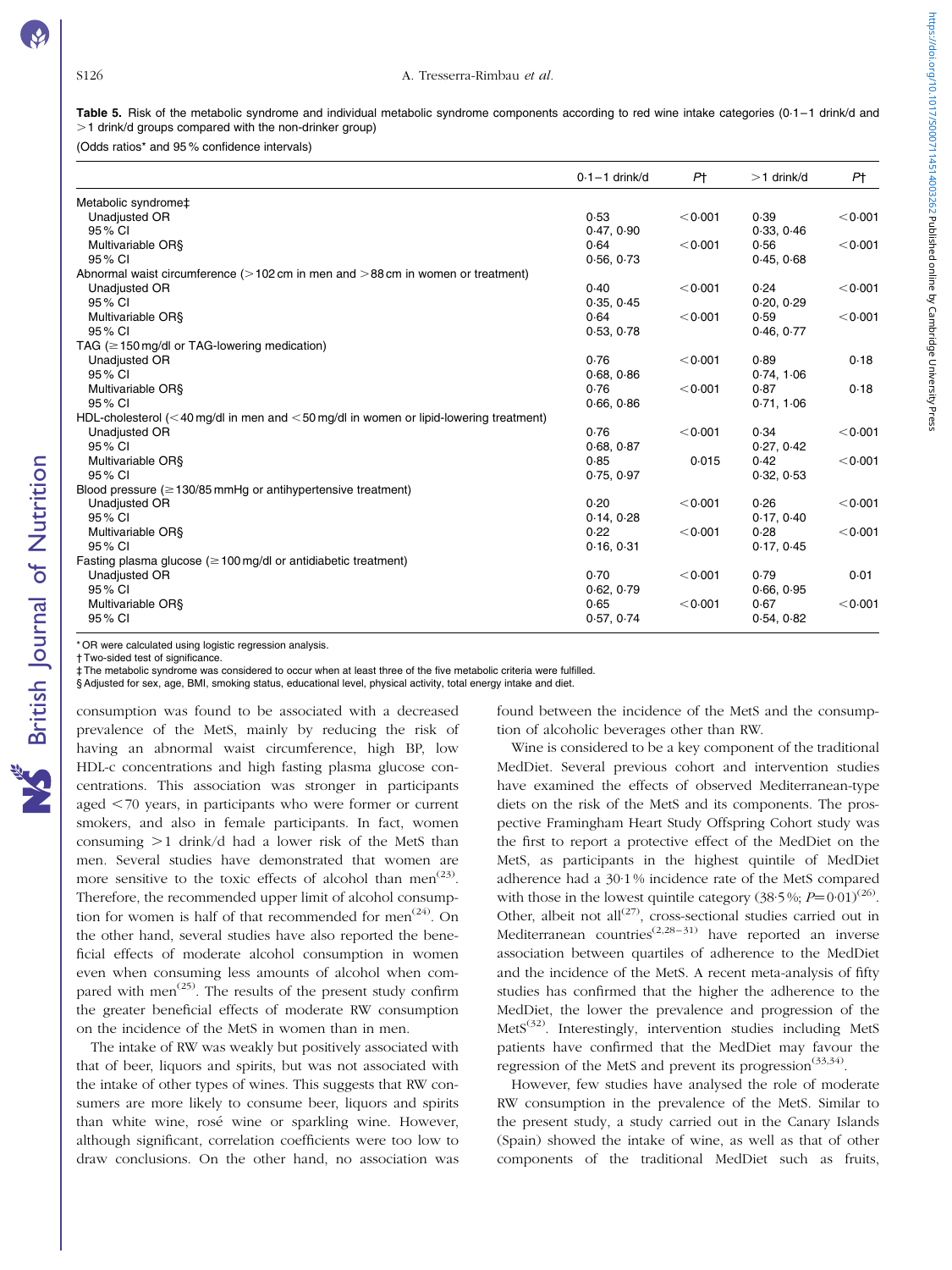**Table 5.** Risk of the metabolic syndrome and individual metabolic syndrome components according to red wine intake categories (0·1–1 drink/d and >1 drink/d groups compared with the non-drinker group)

(Odds ratios* and 95 % confidence intervals)

| | 0·1–1 drink/d | P† | >1 drink/d | P† |
|---|---|---|---|---|
| Metabolic syndrome‡ | | | | |
| Unadjusted OR | 0·53 | <0·001 | 0·39 | <0·001 |
| 95 % CI | 0·47, 0·90 | | 0·33, 0·46 | |
| Multivariable OR§ | 0·64 | <0·001 | 0·56 | <0·001 |
| 95 % CI | 0·56, 0·73 | | 0·45, 0·68 | |
| Abnormal waist circumference (>102 cm in men and >88 cm in women or treatment) | | | | |
| Unadjusted OR | 0·40 | <0·001 | 0·24 | <0·001 |
| 95 % CI | 0·35, 0·45 | | 0·20, 0·29 | |
| Multivariable OR§ | 0·64 | <0·001 | 0·59 | <0·001 |
| 95 % CI | 0·53, 0·78 | | 0·46, 0·77 | |
| TAG (≥150 mg/dl or TAG-lowering medication) | | | | |
| Unadjusted OR | 0·76 | <0·001 | 0·89 | 0·18 |
| 95 % CI | 0·68, 0·86 | | 0·74, 1·06 | |
| Multivariable OR§ | 0·76 | <0·001 | 0·87 | 0·18 |
| 95 % CI | 0·66, 0·86 | | 0·71, 1·06 | |
| HDL-cholesterol (<40 mg/dl in men and <50 mg/dl in women or lipid-lowering treatment) | | | | |
| Unadjusted OR | 0·76 | <0·001 | 0·34 | <0·001 |
| 95 % CI | 0·68, 0·87 | | 0·27, 0·42 | |
| Multivariable OR§ | 0·85 | 0·015 | 0·42 | <0·001 |
| 95 % CI | 0·75, 0·97 | | 0·32, 0·53 | |
| Blood pressure (≥130/85 mmHg or antihypertensive treatment) | | | | |
| Unadjusted OR | 0·20 | <0·001 | 0·26 | <0·001 |
| 95 % CI | 0·14, 0·28 | | 0·17, 0·40 | |
| Multivariable OR§ | 0·22 | <0·001 | 0·28 | <0·001 |
| 95 % CI | 0·16, 0·31 | | 0·17, 0·45 | |
| Fasting plasma glucose (≥100 mg/dl or antidiabetic treatment) | | | | |
| Unadjusted OR | 0·70 | <0·001 | 0·79 | 0·01 |
| 95 % CI | 0·62, 0·79 | | 0·66, 0·95 | |
| Multivariable OR§ | 0·65 | <0·001 | 0·67 | <0·001 |
| 95 % CI | 0·57, 0·74 | | 0·54, 0·82 | |

\* OR were calculated using logistic regression analysis.
† Two-sided test of significance.
‡ The metabolic syndrome was considered to occur when at least three of the five metabolic criteria were fulfilled.
§ Adjusted for sex, age, BMI, smoking status, educational level, physical activity, total energy intake and diet.

consumption was found to be associated with a decreased prevalence of the MetS, mainly by reducing the risk of having an abnormal waist circumference, high BP, low HDL-c concentrations and high fasting plasma glucose concentrations. This association was stronger in participants aged <70 years, in participants who were former or current smokers, and also in female participants. In fact, women consuming >1 drink/d had a lower risk of the MetS than men. Several studies have demonstrated that women are more sensitive to the toxic effects of alcohol than men[23]. Therefore, the recommended upper limit of alcohol consumption for women is half of that recommended for men[24]. On the other hand, several studies have also reported the beneficial effects of moderate alcohol consumption in women even when consuming less amounts of alcohol when compared with men[25]. The results of the present study confirm the greater beneficial effects of moderate RW consumption on the incidence of the MetS in women than in men.

The intake of RW was weakly but positively associated with that of beer, liquors and spirits, but was not associated with the intake of other types of wines. This suggests that RW consumers are more likely to consume beer, liquors and spirits than white wine, rosé wine or sparkling wine. However, although significant, correlation coefficients were too low to draw conclusions. On the other hand, no association was found between the incidence of the MetS and the consumption of alcoholic beverages other than RW.

Wine is considered to be a key component of the traditional MedDiet. Several previous cohort and intervention studies have examined the effects of observed Mediterranean-type diets on the risk of the MetS and its components. The prospective Framingham Heart Study Offspring Cohort study was the first to report a protective effect of the MedDiet on the MetS, as participants in the highest quintile of MedDiet adherence had a 30·1 % incidence rate of the MetS compared with those in the lowest quintile category (38·5 %; $P=0·01$)[26]. Other, albeit not all[27], cross-sectional studies carried out in Mediterranean countries[2,28–31] have reported an inverse association between quartiles of adherence to the MedDiet and the incidence of the MetS. A recent meta-analysis of fifty studies has confirmed that the higher the adherence to the MedDiet, the lower the prevalence and progression of the MetS[32]. Interestingly, intervention studies including MetS patients have confirmed that the MedDiet may favour the regression of the MetS and prevent its progression[33,34].

However, few studies have analysed the role of moderate RW consumption in the prevalence of the MetS. Similar to the present study, a study carried out in the Canary Islands (Spain) showed the intake of wine, as well as that of other components of the traditional MedDiet such as fruits,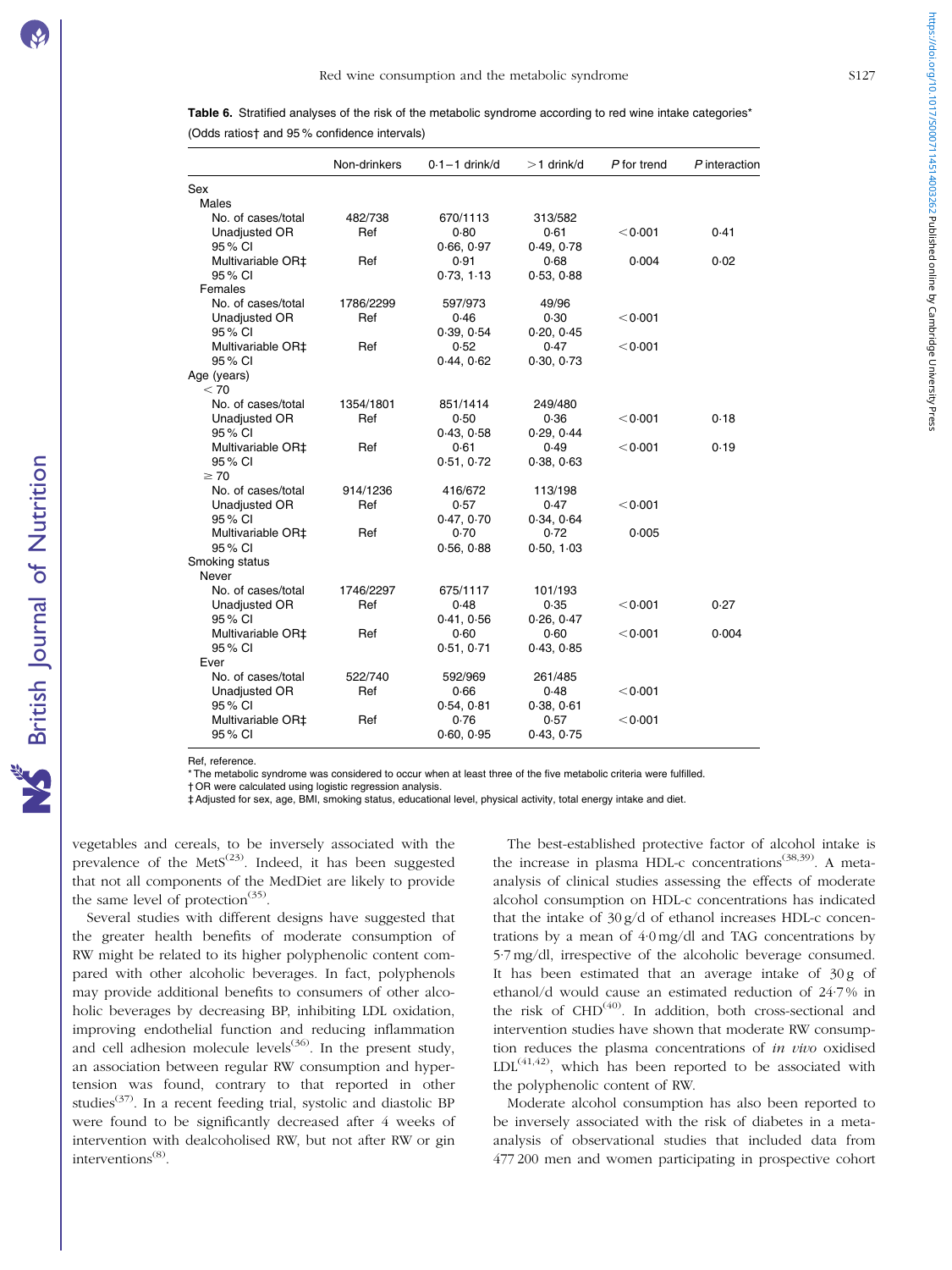**Table 6.** Stratified analyses of the risk of the metabolic syndrome according to red wine intake categories* (Odds ratios† and 95 % confidence intervals)

| | Non-drinkers | 0·1–1 drink/d | >1 drink/d | *P* for trend | *P* interaction |
|---|---|---|---|---|---|
| Sex | | | | | |
| Males | | | | | |
| No. of cases/total | 482/738 | 670/1113 | 313/582 | | |
| Unadjusted OR | Ref | 0·80 | 0·61 | <0·001 | 0·41 |
| 95 % CI | | 0·66, 0·97 | 0·49, 0·78 | | |
| Multivariable OR‡ | Ref | 0·91 | 0·68 | 0·004 | 0·02 |
| 95 % CI | | 0·73, 1·13 | 0·53, 0·88 | | |
| Females | | | | | |
| No. of cases/total | 1786/2299 | 597/973 | 49/96 | | |
| Unadjusted OR | Ref | 0·46 | 0·30 | <0·001 | |
| 95 % CI | | 0·39, 0·54 | 0·20, 0·45 | | |
| Multivariable OR‡ | Ref | 0·52 | 0·47 | <0·001 | |
| 95 % CI | | 0·44, 0·62 | 0·30, 0·73 | | |
| Age (years) | | | | | |
| <70 | | | | | |
| No. of cases/total | 1354/1801 | 851/1414 | 249/480 | | |
| Unadjusted OR | Ref | 0·50 | 0·36 | <0·001 | 0·18 |
| 95 % CI | | 0·43, 0·58 | 0·29, 0·44 | | |
| Multivariable OR‡ | Ref | 0·61 | 0·49 | <0·001 | 0·19 |
| 95 % CI | | 0·51, 0·72 | 0·38, 0·63 | | |
| ≥70 | | | | | |
| No. of cases/total | 914/1236 | 416/672 | 113/198 | | |
| Unadjusted OR | Ref | 0·57 | 0·47 | <0·001 | |
| 95 % CI | | 0·47, 0·70 | 0·34, 0·64 | | |
| Multivariable OR‡ | Ref | 0·70 | 0·72 | 0·005 | |
| 95 % CI | | 0·56, 0·88 | 0·50, 1·03 | | |
| Smoking status | | | | | |
| Never | | | | | |
| No. of cases/total | 1746/2297 | 675/1117 | 101/193 | | |
| Unadjusted OR | Ref | 0·48 | 0·35 | <0·001 | 0·27 |
| 95 % CI | | 0·41, 0·56 | 0·26, 0·47 | | |
| Multivariable OR‡ | Ref | 0·60 | 0·60 | <0·001 | 0·004 |
| 95 % CI | | 0·51, 0·71 | 0·43, 0·85 | | |
| Ever | | | | | |
| No. of cases/total | 522/740 | 592/969 | 261/485 | | |
| Unadjusted OR | Ref | 0·66 | 0·48 | <0·001 | |
| 95 % CI | | 0·54, 0·81 | 0·38, 0·61 | | |
| Multivariable OR‡ | Ref | 0·76 | 0·57 | <0·001 | |
| 95 % CI | | 0·60, 0·95 | 0·43, 0·75 | | |

Ref, reference.
* The metabolic syndrome was considered to occur when at least three of the five metabolic criteria were fulfilled.
† OR were calculated using logistic regression analysis.
‡ Adjusted for sex, age, BMI, smoking status, educational level, physical activity, total energy intake and diet.

vegetables and cereals, to be inversely associated with the prevalence of the MetS[23]. Indeed, it has been suggested that not all components of the MedDiet are likely to provide the same level of protection[35].

Several studies with different designs have suggested that the greater health benefits of moderate consumption of RW might be related to its higher polyphenolic content compared with other alcoholic beverages. In fact, polyphenols may provide additional benefits to consumers of other alcoholic beverages by decreasing BP, inhibiting LDL oxidation, improving endothelial function and reducing inflammation and cell adhesion molecule levels[36]. In the present study, an association between regular RW consumption and hypertension was found, contrary to that reported in other studies[37]. In a recent feeding trial, systolic and diastolic BP were found to be significantly decreased after 4 weeks of intervention with dealcoholised RW, but not after RW or gin interventions[8].

The best-established protective factor of alcohol intake is the increase in plasma HDL-c concentrations[38,39]. A meta-analysis of clinical studies assessing the effects of moderate alcohol consumption on HDL-c concentrations has indicated that the intake of 30 g/d of ethanol increases HDL-c concentrations by a mean of 4·0 mg/dl and TAG concentrations by 5·7 mg/dl, irrespective of the alcoholic beverage consumed. It has been estimated that an average intake of 30 g of ethanol/d would cause an estimated reduction of 24·7 % in the risk of CHD[40]. In addition, both cross-sectional and intervention studies have shown that moderate RW consumption reduces the plasma concentrations of *in vivo* oxidised LDL[41,42], which has been reported to be associated with the polyphenolic content of RW.

Moderate alcohol consumption has also been reported to be inversely associated with the risk of diabetes in a meta-analysis of observational studies that included data from 477 200 men and women participating in prospective cohort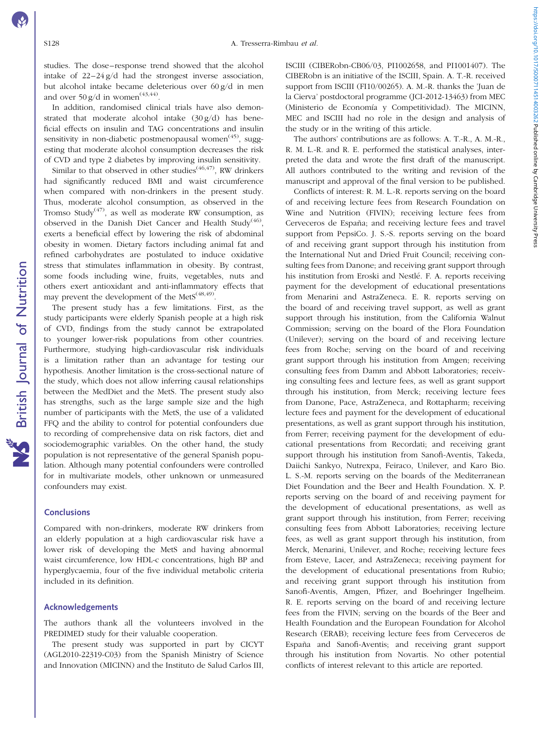studies. The dose–response trend showed that the alcohol intake of 22–24 g/d had the strongest inverse association, but alcohol intake became deleterious over 60 g/d in men and over 50 g/d in women[43,44].

In addition, randomised clinical trials have also demonstrated that moderate alcohol intake (30 g/d) has beneficial effects on insulin and TAG concentrations and insulin sensitivity in non-diabetic postmenopausal women[45], suggesting that moderate alcohol consumption decreases the risk of CVD and type 2 diabetes by improving insulin sensitivity.

Similar to that observed in other studies[46,47], RW drinkers had significantly reduced BMI and waist circumference when compared with non-drinkers in the present study. Thus, moderate alcohol consumption, as observed in the Tromso Study[47], as well as moderate RW consumption, as observed in the Danish Diet Cancer and Health Study[46], exerts a beneficial effect by lowering the risk of abdominal obesity in women. Dietary factors including animal fat and refined carbohydrates are postulated to induce oxidative stress that stimulates inflammation in obesity. By contrast, some foods including wine, fruits, vegetables, nuts and others exert antioxidant and anti-inflammatory effects that may prevent the development of the MetS[48,49].

The present study has a few limitations. First, as the study participants were elderly Spanish people at a high risk of CVD, findings from the study cannot be extrapolated to younger lower-risk populations from other countries. Furthermore, studying high-cardiovascular risk individuals is a limitation rather than an advantage for testing our hypothesis. Another limitation is the cross-sectional nature of the study, which does not allow inferring causal relationships between the MedDiet and the MetS. The present study also has strengths, such as the large sample size and the high number of participants with the MetS, the use of a validated FFQ and the ability to control for potential confounders due to recording of comprehensive data on risk factors, diet and sociodemographic variables. On the other hand, the study population is not representative of the general Spanish population. Although many potential confounders were controlled for in multivariate models, other unknown or unmeasured confounders may exist.

## Conclusions

Compared with non-drinkers, moderate RW drinkers from an elderly population at a high cardiovascular risk have a lower risk of developing the MetS and having abnormal waist circumference, low HDL-c concentrations, high BP and hyperglycaemia, four of the five individual metabolic criteria included in its definition.

## Acknowledgements

The authors thank all the volunteers involved in the PREDIMED study for their valuable cooperation.

The present study was supported in part by CICYT (AGL2010-22319-C03) from the Spanish Ministry of Science and Innovation (MICINN) and the Instituto de Salud Carlos III, ISCIII (CIBERobn-CB06/03, PI1002658, and PI1001407). The CIBERobn is an initiative of the ISCIII, Spain. A. T.-R. received support from ISCIII (FI10/00265). A. M.-R. thanks the 'Juan de la Cierva' postdoctoral programme (JCI-2012-13463) from MEC (Ministerio de Economía y Competitividad). The MICINN, MEC and ISCIII had no role in the design and analysis of the study or in the writing of this article.

The authors' contributions are as follows: A. T.-R., A. M.-R., R. M. L.-R. and R. E. performed the statistical analyses, interpreted the data and wrote the first draft of the manuscript. All authors contributed to the writing and revision of the manuscript and approval of the final version to be published.

Conflicts of interest: R. M. L.-R. reports serving on the board of and receiving lecture fees from Research Foundation on Wine and Nutrition (FIVIN); receiving lecture fees from Cerveceros de España; and receiving lecture fees and travel support from PepsiCo. J. S.-S. reports serving on the board of and receiving grant support through his institution from the International Nut and Dried Fruit Council; receiving consulting fees from Danone; and receiving grant support through his institution from Eroski and Nestlé. F. A. reports receiving payment for the development of educational presentations from Menarini and AstraZeneca. E. R. reports serving on the board of and receiving travel support, as well as grant support through his institution, from the California Walnut Commission; serving on the board of the Flora Foundation (Unilever); serving on the board of and receiving lecture fees from Roche; serving on the board of and receiving grant support through his institution from Amgen; receiving consulting fees from Damm and Abbott Laboratories; receiving consulting fees and lecture fees, as well as grant support through his institution, from Merck; receiving lecture fees from Danone, Pace, AstraZeneca, and Rottapharm; receiving lecture fees and payment for the development of educational presentations, as well as grant support through his institution, from Ferrer; receiving payment for the development of educational presentations from Recordati; and receiving grant support through his institution from Sanofi-Aventis, Takeda, Daiichi Sankyo, Nutrexpa, Feiraco, Unilever, and Karo Bio. L. S.-M. reports serving on the boards of the Mediterranean Diet Foundation and the Beer and Health Foundation. X. P. reports serving on the board of and receiving payment for the development of educational presentations, as well as grant support through his institution, from Ferrer; receiving consulting fees from Abbott Laboratories; receiving lecture fees, as well as grant support through his institution, from Merck, Menarini, Unilever, and Roche; receiving lecture fees from Esteve, Lacer, and AstraZeneca; receiving payment for the development of educational presentations from Rubio; and receiving grant support through his institution from Sanofi-Aventis, Amgen, Pfizer, and Boehringer Ingelheim. R. E. reports serving on the board of and receiving lecture fees from the FIVIN; serving on the boards of the Beer and Health Foundation and the European Foundation for Alcohol Research (ERAB); receiving lecture fees from Cerveceros de España and Sanofi-Aventis; and receiving grant support through his institution from Novartis. No other potential conflicts of interest relevant to this article are reported.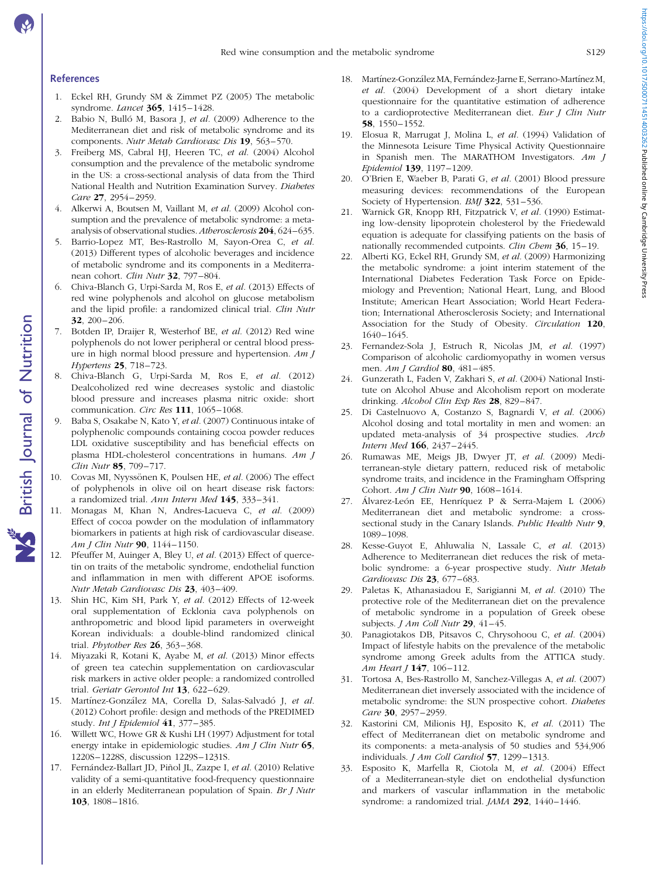## References

1. Eckel RH, Grundy SM & Zimmet PZ (2005) The metabolic syndrome. *Lancet* **365**, 1415–1428.
2. Babio N, Bulló M, Basora J, *et al.* (2009) Adherence to the Mediterranean diet and risk of metabolic syndrome and its components. *Nutr Metab Cardiovasc Dis* **19**, 563–570.
3. Freiberg MS, Cabral HJ, Heeren TC, *et al.* (2004) Alcohol consumption and the prevalence of the metabolic syndrome in the US: a cross-sectional analysis of data from the Third National Health and Nutrition Examination Survey. *Diabetes Care* **27**, 2954–2959.
4. Alkerwi A, Boutsen M, Vaillant M, *et al.* (2009) Alcohol consumption and the prevalence of metabolic syndrome: a meta-analysis of observational studies. *Atherosclerosis* **204**, 624–635.
5. Barrio-Lopez MT, Bes-Rastrollo M, Sayon-Orea C, *et al.* (2013) Different types of alcoholic beverages and incidence of metabolic syndrome and its components in a Mediterranean cohort. *Clin Nutr* **32**, 797–804.
6. Chiva-Blanch G, Urpi-Sarda M, Ros E, *et al.* (2013) Effects of red wine polyphenols and alcohol on glucose metabolism and the lipid profile: a randomized clinical trial. *Clin Nutr* **32**, 200–206.
7. Botden IP, Draijer R, Westerhof BE, *et al.* (2012) Red wine polyphenols do not lower peripheral or central blood pressure in high normal blood pressure and hypertension. *Am J Hypertens* **25**, 718–723.
8. Chiva-Blanch G, Urpi-Sarda M, Ros E, *et al.* (2012) Dealcoholized red wine decreases systolic and diastolic blood pressure and increases plasma nitric oxide: short communication. *Circ Res* **111**, 1065–1068.
9. Baba S, Osakabe N, Kato Y, *et al.* (2007) Continuous intake of polyphenolic compounds containing cocoa powder reduces LDL oxidative susceptibility and has beneficial effects on plasma HDL-cholesterol concentrations in humans. *Am J Clin Nutr* **85**, 709–717.
10. Covas MI, Nyyssönen K, Poulsen HE, *et al.* (2006) The effect of polyphenols in olive oil on heart disease risk factors: a randomized trial. *Ann Intern Med* **145**, 333–341.
11. Monagas M, Khan N, Andres-Lacueva C, *et al.* (2009) Effect of cocoa powder on the modulation of inflammatory biomarkers in patients at high risk of cardiovascular disease. *Am J Clin Nutr* **90**, 1144–1150.
12. Pfeuffer M, Auinger A, Bley U, *et al.* (2013) Effect of quercetin on traits of the metabolic syndrome, endothelial function and inflammation in men with different APOE isoforms. *Nutr Metab Cardiovasc Dis* **23**, 403–409.
13. Shin HC, Kim SH, Park Y, *et al.* (2012) Effects of 12-week oral supplementation of Ecklonia cava polyphenols on anthropometric and blood lipid parameters in overweight Korean individuals: a double-blind randomized clinical trial. *Phytother Res* **26**, 363–368.
14. Miyazaki R, Kotani K, Ayabe M, *et al.* (2013) Minor effects of green tea catechin supplementation on cardiovascular risk markers in active older people: a randomized controlled trial. *Geriatr Gerontol Int* **13**, 622–629.
15. Martínez-González MA, Corella D, Salas-Salvadó J, *et al.* (2012) Cohort profile: design and methods of the PREDIMED study. *Int J Epidemiol* **41**, 377–385.
16. Willett WC, Howe GR & Kushi LH (1997) Adjustment for total energy intake in epidemiologic studies. *Am J Clin Nutr* **65**, 1220S–1228S, discussion 1229S–1231S.
17. Fernández-Ballart JD, Piñol JL, Zazpe I, *et al.* (2010) Relative validity of a semi-quantitative food-frequency questionnaire in an elderly Mediterranean population of Spain. *Br J Nutr* **103**, 1808–1816.
18. Martínez-González MA, Fernández-Jarne E, Serrano-Martínez M, *et al.* (2004) Development of a short dietary intake questionnaire for the quantitative estimation of adherence to a cardioprotective Mediterranean diet. *Eur J Clin Nutr* **58**, 1550–1552.
19. Elosua R, Marrugat J, Molina L, *et al.* (1994) Validation of the Minnesota Leisure Time Physical Activity Questionnaire in Spanish men. The MARATHOM Investigators. *Am J Epidemiol* **139**, 1197–1209.
20. O'Brien E, Waeber B, Parati G, *et al.* (2001) Blood pressure measuring devices: recommendations of the European Society of Hypertension. *BMJ* **322**, 531–536.
21. Warnick GR, Knopp RH, Fitzpatrick V, *et al.* (1990) Estimating low-density lipoprotein cholesterol by the Friedewald equation is adequate for classifying patients on the basis of nationally recommended cutpoints. *Clin Chem* **36**, 15–19.
22. Alberti KG, Eckel RH, Grundy SM, *et al.* (2009) Harmonizing the metabolic syndrome: a joint interim statement of the International Diabetes Federation Task Force on Epidemiology and Prevention; National Heart, Lung, and Blood Institute; American Heart Association; World Heart Federation; International Atherosclerosis Society; and International Association for the Study of Obesity. *Circulation* **120**, 1640–1645.
23. Fernandez-Sola J, Estruch R, Nicolas JM, *et al.* (1997) Comparison of alcoholic cardiomyopathy in women versus men. *Am J Cardiol* **80**, 481–485.
24. Gunzerath L, Faden V, Zakhari S, *et al.* (2004) National Institute on Alcohol Abuse and Alcoholism report on moderate drinking. *Alcohol Clin Exp Res* **28**, 829–847.
25. Di Castelnuovo A, Costanzo S, Bagnardi V, *et al.* (2006) Alcohol dosing and total mortality in men and women: an updated meta-analysis of 34 prospective studies. *Arch Intern Med* **166**, 2437–2445.
26. Rumawas ME, Meigs JB, Dwyer JT, *et al.* (2009) Mediterranean-style dietary pattern, reduced risk of metabolic syndrome traits, and incidence in the Framingham Offspring Cohort. *Am J Clin Nutr* **90**, 1608–1614.
27. Álvarez-León EE, Henríquez P & Serra-Majem L (2006) Mediterranean diet and metabolic syndrome: a cross-sectional study in the Canary Islands. *Public Health Nutr* **9**, 1089–1098.
28. Kesse-Guyot E, Ahluwalia N, Lassale C, *et al.* (2013) Adherence to Mediterranean diet reduces the risk of metabolic syndrome: a 6-year prospective study. *Nutr Metab Cardiovasc Dis* **23**, 677–683.
29. Paletas K, Athanasiadou E, Sarigianni M, *et al.* (2010) The protective role of the Mediterranean diet on the prevalence of metabolic syndrome in a population of Greek obese subjects. *J Am Coll Nutr* **29**, 41–45.
30. Panagiotakos DB, Pitsavos C, Chrysohoou C, *et al.* (2004) Impact of lifestyle habits on the prevalence of the metabolic syndrome among Greek adults from the ATTICA study. *Am Heart J* **147**, 106–112.
31. Tortosa A, Bes-Rastrollo M, Sanchez-Villegas A, *et al.* (2007) Mediterranean diet inversely associated with the incidence of metabolic syndrome: the SUN prospective cohort. *Diabetes Care* **30**, 2957–2959.
32. Kastorini CM, Milionis HJ, Esposito K, *et al.* (2011) The effect of Mediterranean diet on metabolic syndrome and its components: a meta-analysis of 50 studies and 534,906 individuals. *J Am Coll Cardiol* **57**, 1299–1313.
33. Esposito K, Marfella R, Ciotola M, *et al.* (2004) Effect of a Mediterranean-style diet on endothelial dysfunction and markers of vascular inflammation in the metabolic syndrome: a randomized trial. *JAMA* **292**, 1440–1446.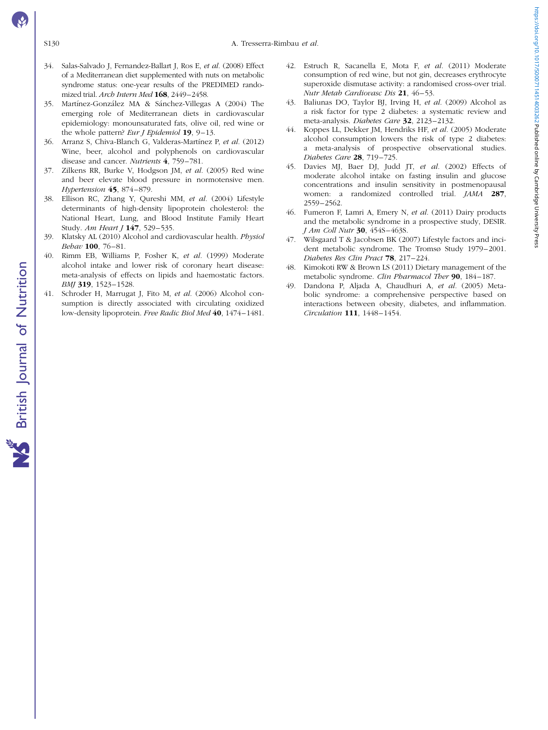34. Salas-Salvado J, Fernandez-Ballart J, Ros E, *et al.* (2008) Effect of a Mediterranean diet supplemented with nuts on metabolic syndrome status: one-year results of the PREDIMED randomized trial. *Arch Intern Med* **168**, 2449–2458.
35. Martínez-González MA & Sánchez-Villegas A (2004) The emerging role of Mediterranean diets in cardiovascular epidemiology: monounsaturated fats, olive oil, red wine or the whole pattern? *Eur J Epidemiol* **19**, 9–13.
36. Arranz S, Chiva-Blanch G, Valderas-Martínez P, *et al.* (2012) Wine, beer, alcohol and polyphenols on cardiovascular disease and cancer. *Nutrients* **4**, 759–781.
37. Zilkens RR, Burke V, Hodgson JM, *et al.* (2005) Red wine and beer elevate blood pressure in normotensive men. *Hypertension* **45**, 874–879.
38. Ellison RC, Zhang Y, Qureshi MM, *et al.* (2004) Lifestyle determinants of high-density lipoprotein cholesterol: the National Heart, Lung, and Blood Institute Family Heart Study. *Am Heart J* **147**, 529–535.
39. Klatsky AL (2010) Alcohol and cardiovascular health. *Physiol Behav* **100**, 76–81.
40. Rimm EB, Williams P, Fosher K, *et al.* (1999) Moderate alcohol intake and lower risk of coronary heart disease: meta-analysis of effects on lipids and haemostatic factors. *BMJ* **319**, 1523–1528.
41. Schroder H, Marrugat J, Fito M, *et al.* (2006) Alcohol consumption is directly associated with circulating oxidized low-density lipoprotein. *Free Radic Biol Med* **40**, 1474–1481.
42. Estruch R, Sacanella E, Mota F, *et al.* (2011) Moderate consumption of red wine, but not gin, decreases erythrocyte superoxide dismutase activity: a randomised cross-over trial. *Nutr Metab Cardiovasc Dis* **21**, 46–53.
43. Baliunas DO, Taylor BJ, Irving H, *et al.* (2009) Alcohol as a risk factor for type 2 diabetes: a systematic review and meta-analysis. *Diabetes Care* **32**, 2123–2132.
44. Koppes LL, Dekker JM, Hendriks HF, *et al.* (2005) Moderate alcohol consumption lowers the risk of type 2 diabetes: a meta-analysis of prospective observational studies. *Diabetes Care* **28**, 719–725.
45. Davies MJ, Baer DJ, Judd JT, *et al.* (2002) Effects of moderate alcohol intake on fasting insulin and glucose concentrations and insulin sensitivity in postmenopausal women: a randomized controlled trial. *JAMA* **287**, 2559–2562.
46. Fumeron F, Lamri A, Emery N, *et al.* (2011) Dairy products and the metabolic syndrome in a prospective study, DESIR. *J Am Coll Nutr* **30**, 454S–463S.
47. Wilsgaard T & Jacobsen BK (2007) Lifestyle factors and incident metabolic syndrome. The Tromsø Study 1979–2001. *Diabetes Res Clin Pract* **78**, 217–224.
48. Kimokoti RW & Brown LS (2011) Dietary management of the metabolic syndrome. *Clin Pharmacol Ther* **90**, 184–187.
49. Dandona P, Aljada A, Chaudhuri A, *et al.* (2005) Metabolic syndrome: a comprehensive perspective based on interactions between obesity, diabetes, and inflammation. *Circulation* **111**, 1448–1454.